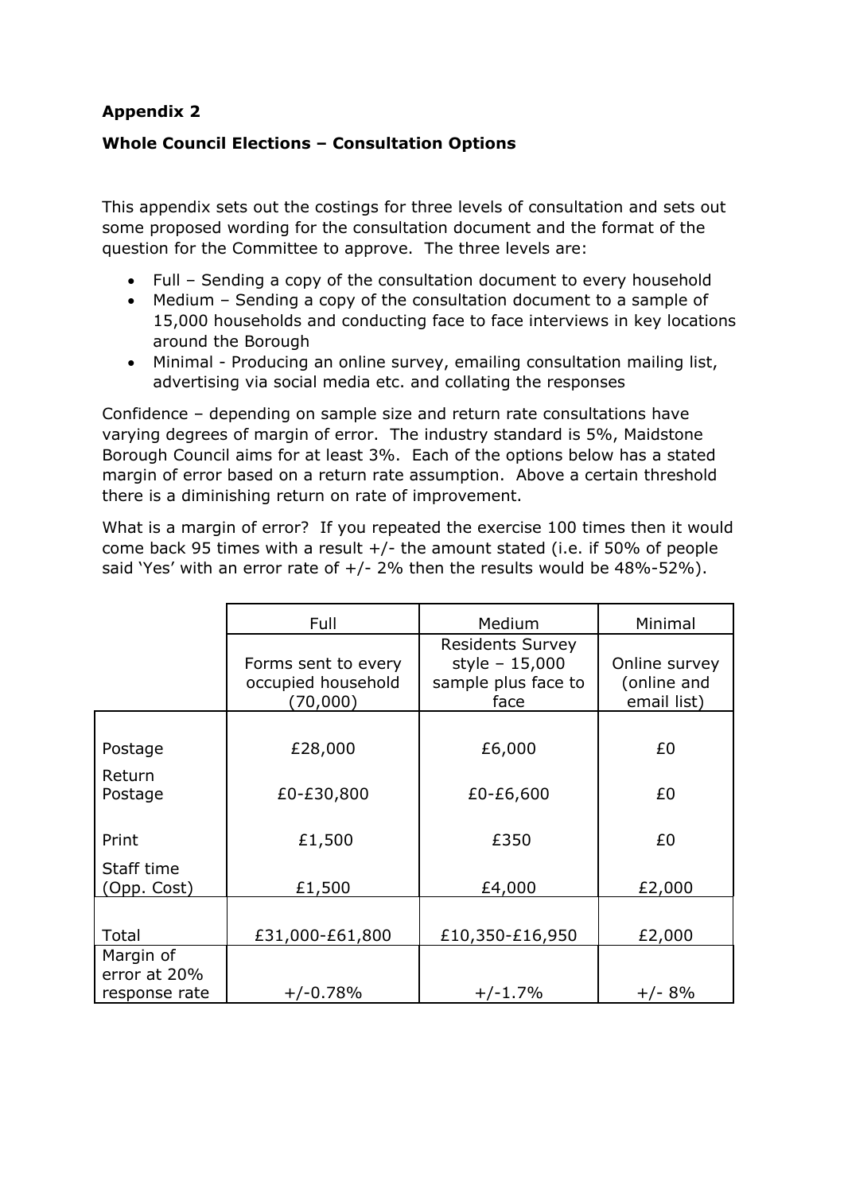**Appendix 2**

**Whole Council Elections – Consultation Options**

This appendix sets out the costings for three levels of consultation and sets out some proposed wording for the consultation document and the format of the question for the Committee to approve. The three levels are:

- Full – Sending a copy of the consultation document to every household
- Medium – Sending a copy of the consultation document to a sample of 15,000 households and conducting face to face interviews in key locations around the Borough
- Minimal - Producing an online survey, emailing consultation mailing list, advertising via social media etc. and collating the responses

Confidence – depending on sample size and return rate consultations have varying degrees of margin of error. The industry standard is 5%, Maidstone Borough Council aims for at least 3%. Each of the options below has a stated margin of error based on a return rate assumption. Above a certain threshold there is a diminishing return on rate of improvement.

What is a margin of error? If you repeated the exercise 100 times then it would come back 95 times with a result +/- the amount stated (i.e. if 50% of people said 'Yes' with an error rate of +/- 2% then the results would be 48%-52%).

| | Full | Medium | Minimal |
|---|---|---|---|
| | Forms sent to every occupied household (70,000) | Residents Survey style – 15,000 sample plus face to face | Online survey (online and email list) |
| Postage | £28,000 | £6,000 | £0 |
| Return Postage | £0-£30,800 | £0-£6,600 | £0 |
| Print | £1,500 | £350 | £0 |
| Staff time (Opp. Cost) | £1,500 | £4,000 | £2,000 |
| Total | £31,000-£61,800 | £10,350-£16,950 | £2,000 |
| Margin of error at 20% response rate | +/-0.78% | +/-1.7% | +/- 8% |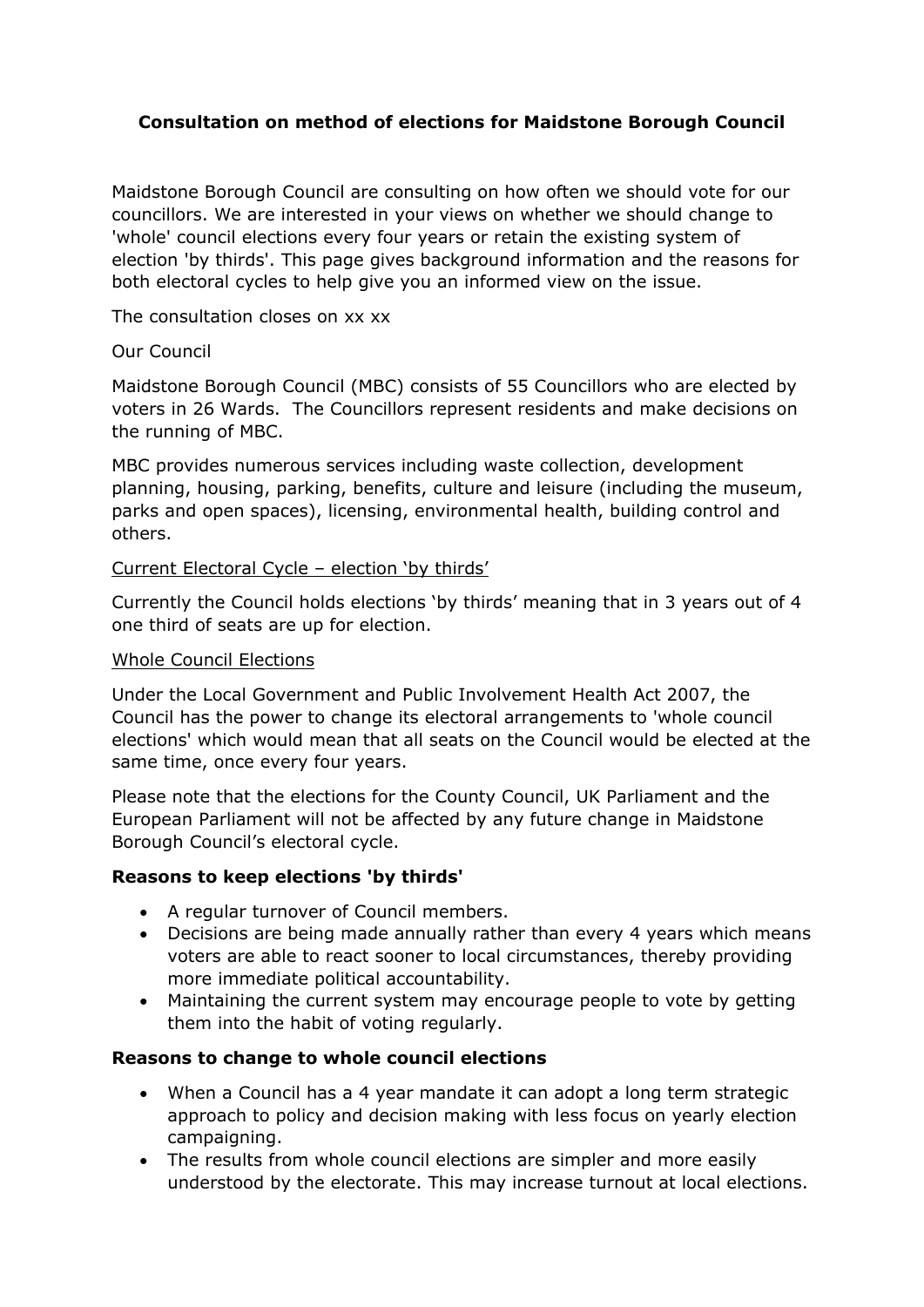**Consultation on method of elections for Maidstone Borough Council**

Maidstone Borough Council are consulting on how often we should vote for our councillors. We are interested in your views on whether we should change to 'whole' council elections every four years or retain the existing system of election 'by thirds'. This page gives background information and the reasons for both electoral cycles to help give you an informed view on the issue.

The consultation closes on xx xx

Our Council

Maidstone Borough Council (MBC) consists of 55 Councillors who are elected by voters in 26 Wards. The Councillors represent residents and make decisions on the running of MBC.

MBC provides numerous services including waste collection, development planning, housing, parking, benefits, culture and leisure (including the museum, parks and open spaces), licensing, environmental health, building control and others.

<u>Current Electoral Cycle – election 'by thirds'</u>

Currently the Council holds elections 'by thirds' meaning that in 3 years out of 4 one third of seats are up for election.

<u>Whole Council Elections</u>

Under the Local Government and Public Involvement Health Act 2007, the Council has the power to change its electoral arrangements to 'whole council elections' which would mean that all seats on the Council would be elected at the same time, once every four years.

Please note that the elections for the County Council, UK Parliament and the European Parliament will not be affected by any future change in Maidstone Borough Council's electoral cycle.

**Reasons to keep elections 'by thirds'**

- A regular turnover of Council members.
- Decisions are being made annually rather than every 4 years which means voters are able to react sooner to local circumstances, thereby providing more immediate political accountability.
- Maintaining the current system may encourage people to vote by getting them into the habit of voting regularly.

**Reasons to change to whole council elections**

- When a Council has a 4 year mandate it can adopt a long term strategic approach to policy and decision making with less focus on yearly election campaigning.
- The results from whole council elections are simpler and more easily understood by the electorate. This may increase turnout at local elections.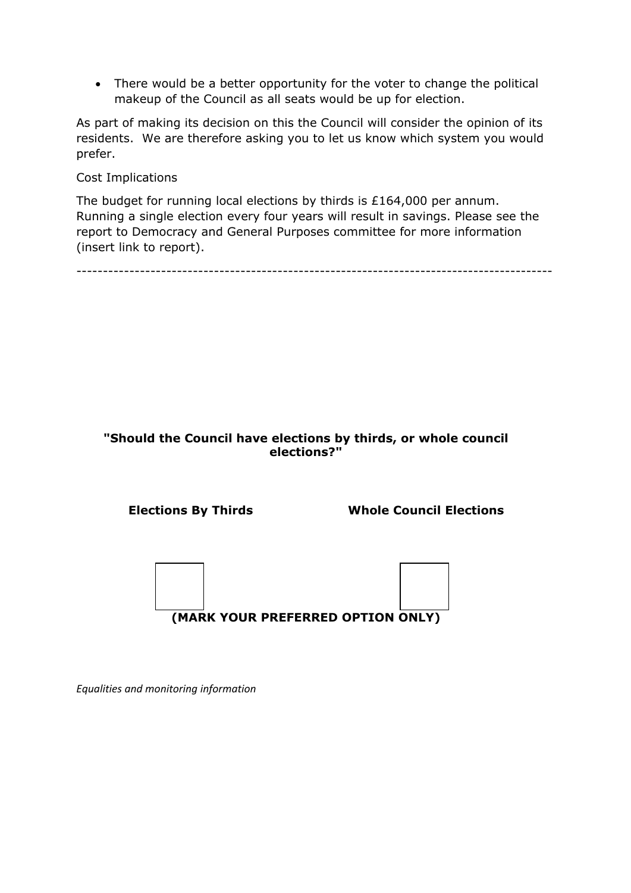- There would be a better opportunity for the voter to change the political makeup of the Council as all seats would be up for election.

As part of making its decision on this the Council will consider the opinion of its residents. We are therefore asking you to let us know which system you would prefer.

Cost Implications

The budget for running local elections by thirds is £164,000 per annum. Running a single election every four years will result in savings. Please see the report to Democracy and General Purposes committee for more information (insert link to report).

------------------------------------------------------------------------------------------

**"Should the Council have elections by thirds, or whole council elections?"**

| **Elections By Thirds** | **Whole Council Elections** |
| --- | --- |
| ☐ | ☐ |

**(MARK YOUR PREFERRED OPTION ONLY)**

*Equalities and monitoring information*